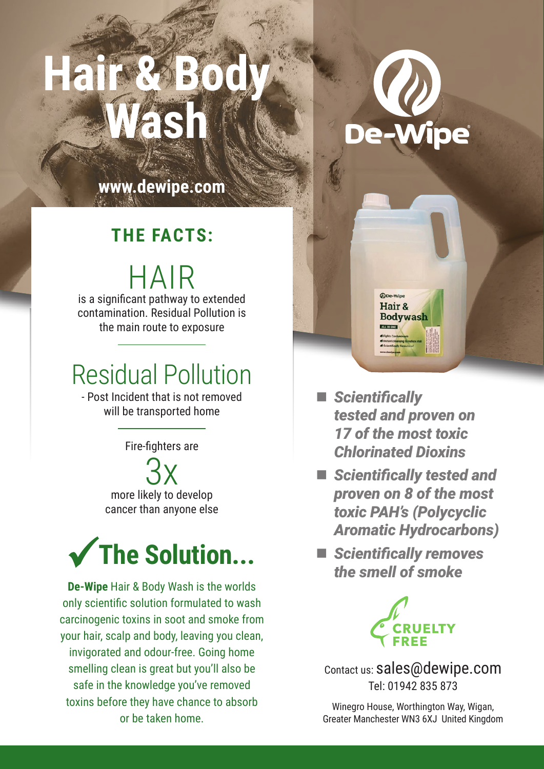# Hair & Body Wash

De-Wipe

www.dewipe.com

## THE FACTS:

### HAIR

is a significant pathway to extended contamination. Residual Pollution is the main route to exposure

### Residual Pollution

- Post Incident that is not removed will be transported home

Fire-fighters are

### 3x

more likely to develop cancer than anyone else

## ✓ The Solution...

**De-Wipe** Hair & Body Wash is the worlds only scientific solution formulated to wash carcinogenic toxins in soot and smoke from your hair, scalp and body, leaving you clean, invigorated and odour-free. Going home smelling clean is great but you'll also be safe in the knowledge you've removed toxins before they have chance to absorb or be taken home.

- ***Scientifically tested and proven on 17 of the most toxic Chlorinated Dioxins***
- ***Scientifically tested and proven on 8 of the most toxic PAH's (Polycyclic Aromatic Hydrocarbons)***
- ***Scientifically removes the smell of smoke***

CRUELTY FREE

Contact us: sales@dewipe.com
Tel: 01942 835 873

Winegro House, Worthington Way, Wigan, Greater Manchester WN3 6XJ United Kingdom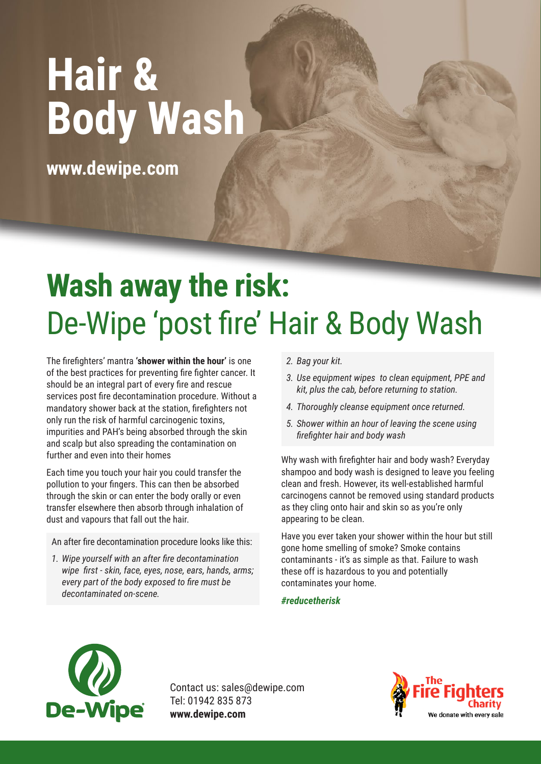# Hair & Body Wash

**www.dewipe.com**

# Wash away the risk:

## De-Wipe 'post fire' Hair & Body Wash

The firefighters' mantra **'shower within the hour'** is one of the best practices for preventing fire fighter cancer. It should be an integral part of every fire and rescue services post fire decontamination procedure. Without a mandatory shower back at the station, firefighters not only run the risk of harmful carcinogenic toxins, impurities and PAH's being absorbed through the skin and scalp but also spreading the contamination on further and even into their homes

Each time you touch your hair you could transfer the pollution to your fingers. This can then be absorbed through the skin or can enter the body orally or even transfer elsewhere then absorb through inhalation of dust and vapours that fall out the hair.

An after fire decontamination procedure looks like this:

1. *Wipe yourself with an after fire decontamination wipe first - skin, face, eyes, nose, ears, hands, arms; every part of the body exposed to fire must be decontaminated on-scene.*
2. *Bag your kit.*
3. *Use equipment wipes to clean equipment, PPE and kit, plus the cab, before returning to station.*
4. *Thoroughly cleanse equipment once returned.*
5. *Shower within an hour of leaving the scene using firefighter hair and body wash*

Why wash with firefighter hair and body wash? Everyday shampoo and body wash is designed to leave you feeling clean and fresh. However, its well-established harmful carcinogens cannot be removed using standard products as they cling onto hair and skin so as you're only appearing to be clean.

Have you ever taken your shower within the hour but still gone home smelling of smoke? Smoke contains contaminants - it's as simple as that. Failure to wash these off is hazardous to you and potentially contaminates your home.

***#reducetherisk***

De-Wipe

Contact us: sales@dewipe.com
Tel: 01942 835 873
**www.dewipe.com**

The Fire Fighters Charity
We donate with every sale